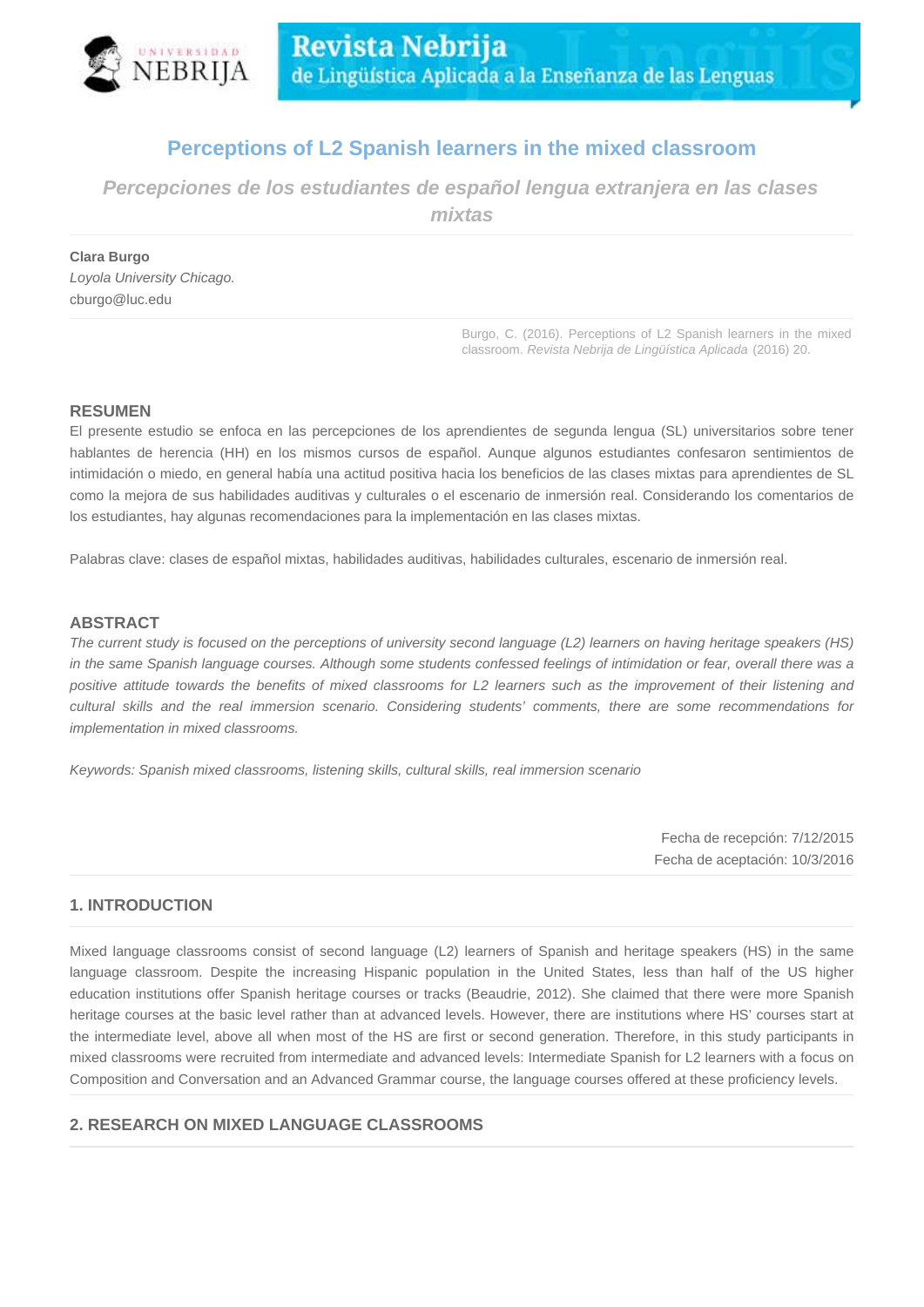# Perceptions of L2 Spanish learners in the mixed classroom

## *Percepciones de los estudiantes de español lengua extranjera en las clases mixtas*

**Clara Burgo**
*Loyola University Chicago.*
cburgo@luc.edu

Burgo, C. (2016). Perceptions of L2 Spanish learners in the mixed classroom. *Revista Nebrija de Lingüística Aplicada* (2016) 20.

### RESUMEN

El presente estudio se enfoca en las percepciones de los aprendientes de segunda lengua (SL) universitarios sobre tener hablantes de herencia (HH) en los mismos cursos de español. Aunque algunos estudiantes confesaron sentimientos de intimidación o miedo, en general había una actitud positiva hacia los beneficios de las clases mixtas para aprendientes de SL como la mejora de sus habilidades auditivas y culturales o el escenario de inmersión real. Considerando los comentarios de los estudiantes, hay algunas recomendaciones para la implementación en las clases mixtas.

Palabras clave: clases de español mixtas, habilidades auditivas, habilidades culturales, escenario de inmersión real.

### ABSTRACT

*The current study is focused on the perceptions of university second language (L2) learners on having heritage speakers (HS) in the same Spanish language courses. Although some students confessed feelings of intimidation or fear, overall there was a positive attitude towards the benefits of mixed classrooms for L2 learners such as the improvement of their listening and cultural skills and the real immersion scenario. Considering students' comments, there are some recommendations for implementation in mixed classrooms.*

*Keywords: Spanish mixed classrooms, listening skills, cultural skills, real immersion scenario*

Fecha de recepción: 7/12/2015
Fecha de aceptación: 10/3/2016

### 1. INTRODUCTION

Mixed language classrooms consist of second language (L2) learners of Spanish and heritage speakers (HS) in the same language classroom. Despite the increasing Hispanic population in the United States, less than half of the US higher education institutions offer Spanish heritage courses or tracks (Beaudrie, 2012). She claimed that there were more Spanish heritage courses at the basic level rather than at advanced levels. However, there are institutions where HS' courses start at the intermediate level, above all when most of the HS are first or second generation. Therefore, in this study participants in mixed classrooms were recruited from intermediate and advanced levels: Intermediate Spanish for L2 learners with a focus on Composition and Conversation and an Advanced Grammar course, the language courses offered at these proficiency levels.

### 2. RESEARCH ON MIXED LANGUAGE CLASSROOMS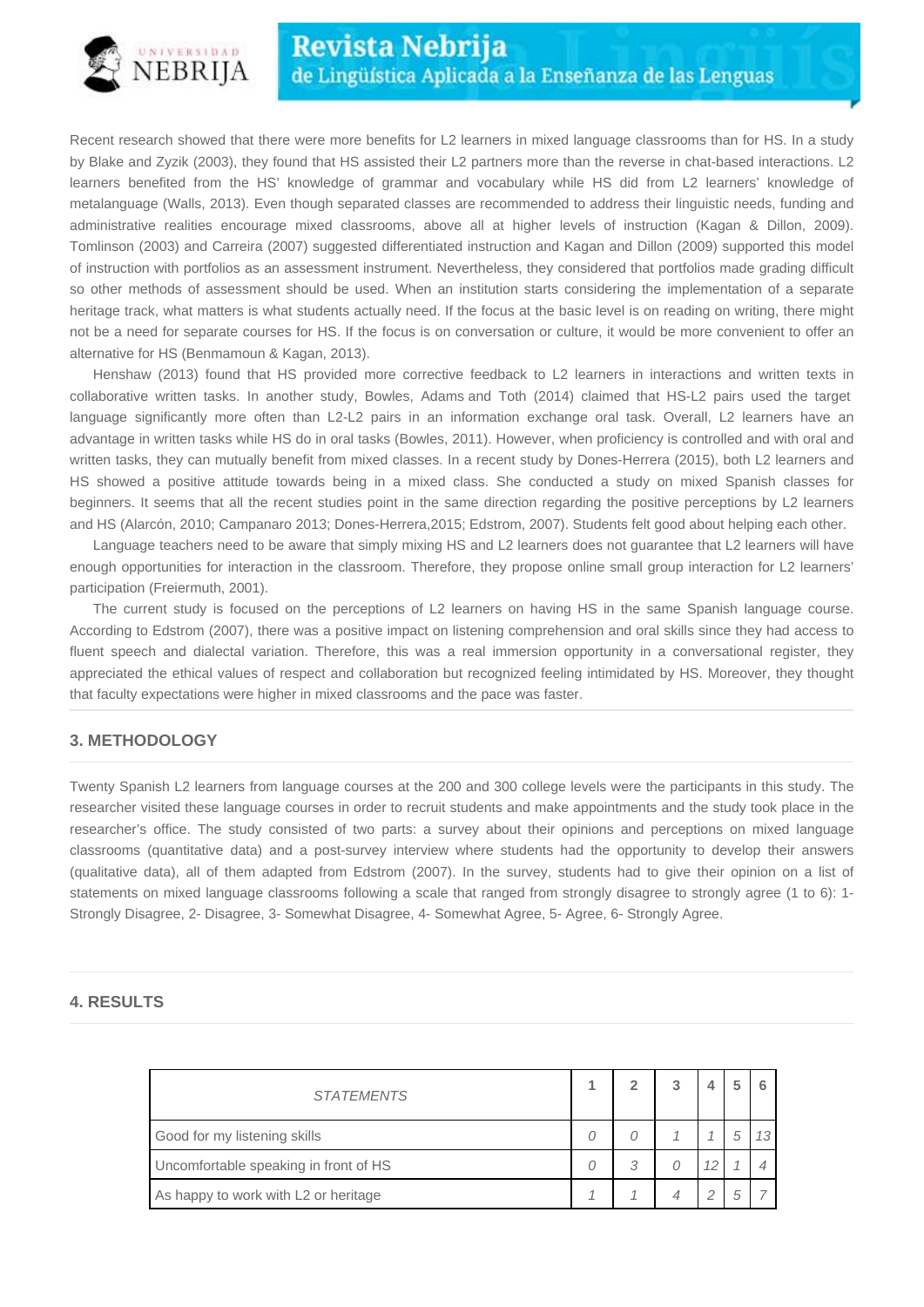Recent research showed that there were more benefits for L2 learners in mixed language classrooms than for HS. In a study by Blake and Zyzik (2003), they found that HS assisted their L2 partners more than the reverse in chat-based interactions. L2 learners benefited from the HS' knowledge of grammar and vocabulary while HS did from L2 learners' knowledge of metalanguage (Walls, 2013). Even though separated classes are recommended to address their linguistic needs, funding and administrative realities encourage mixed classrooms, above all at higher levels of instruction (Kagan & Dillon, 2009). Tomlinson (2003) and Carreira (2007) suggested differentiated instruction and Kagan and Dillon (2009) supported this model of instruction with portfolios as an assessment instrument. Nevertheless, they considered that portfolios made grading difficult so other methods of assessment should be used. When an institution starts considering the implementation of a separate heritage track, what matters is what students actually need. If the focus at the basic level is on reading on writing, there might not be a need for separate courses for HS. If the focus is on conversation or culture, it would be more convenient to offer an alternative for HS (Benmamoun & Kagan, 2013).

Henshaw (2013) found that HS provided more corrective feedback to L2 learners in interactions and written texts in collaborative written tasks. In another study, Bowles, Adams and Toth (2014) claimed that HS-L2 pairs used the target language significantly more often than L2-L2 pairs in an information exchange oral task. Overall, L2 learners have an advantage in written tasks while HS do in oral tasks (Bowles, 2011). However, when proficiency is controlled and with oral and written tasks, they can mutually benefit from mixed classes. In a recent study by Dones-Herrera (2015), both L2 learners and HS showed a positive attitude towards being in a mixed class. She conducted a study on mixed Spanish classes for beginners. It seems that all the recent studies point in the same direction regarding the positive perceptions by L2 learners and HS (Alarcón, 2010; Campanaro 2013; Dones-Herrera,2015; Edstrom, 2007). Students felt good about helping each other.

Language teachers need to be aware that simply mixing HS and L2 learners does not guarantee that L2 learners will have enough opportunities for interaction in the classroom. Therefore, they propose online small group interaction for L2 learners' participation (Freiermuth, 2001).

The current study is focused on the perceptions of L2 learners on having HS in the same Spanish language course. According to Edstrom (2007), there was a positive impact on listening comprehension and oral skills since they had access to fluent speech and dialectal variation. Therefore, this was a real immersion opportunity in a conversational register, they appreciated the ethical values of respect and collaboration but recognized feeling intimidated by HS. Moreover, they thought that faculty expectations were higher in mixed classrooms and the pace was faster.

## 3. METHODOLOGY

Twenty Spanish L2 learners from language courses at the 200 and 300 college levels were the participants in this study. The researcher visited these language courses in order to recruit students and make appointments and the study took place in the researcher's office. The study consisted of two parts: a survey about their opinions and perceptions on mixed language classrooms (quantitative data) and a post-survey interview where students had the opportunity to develop their answers (qualitative data), all of them adapted from Edstrom (2007). In the survey, students had to give their opinion on a list of statements on mixed language classrooms following a scale that ranged from strongly disagree to strongly agree (1 to 6): 1- Strongly Disagree, 2- Disagree, 3- Somewhat Disagree, 4- Somewhat Agree, 5- Agree, 6- Strongly Agree.

## 4. RESULTS

| *STATEMENTS* | 1 | 2 | 3 | 4 | 5 | 6 |
|---|---|---|---|---|---|---|
| Good for my listening skills | *0* | *0* | *1* | *1* | *5* | *13* |
| Uncomfortable speaking in front of HS | *0* | *3* | *0* | *12* | *1* | *4* |
| As happy to work with L2 or heritage | *1* | *1* | *4* | *2* | *5* | *7* |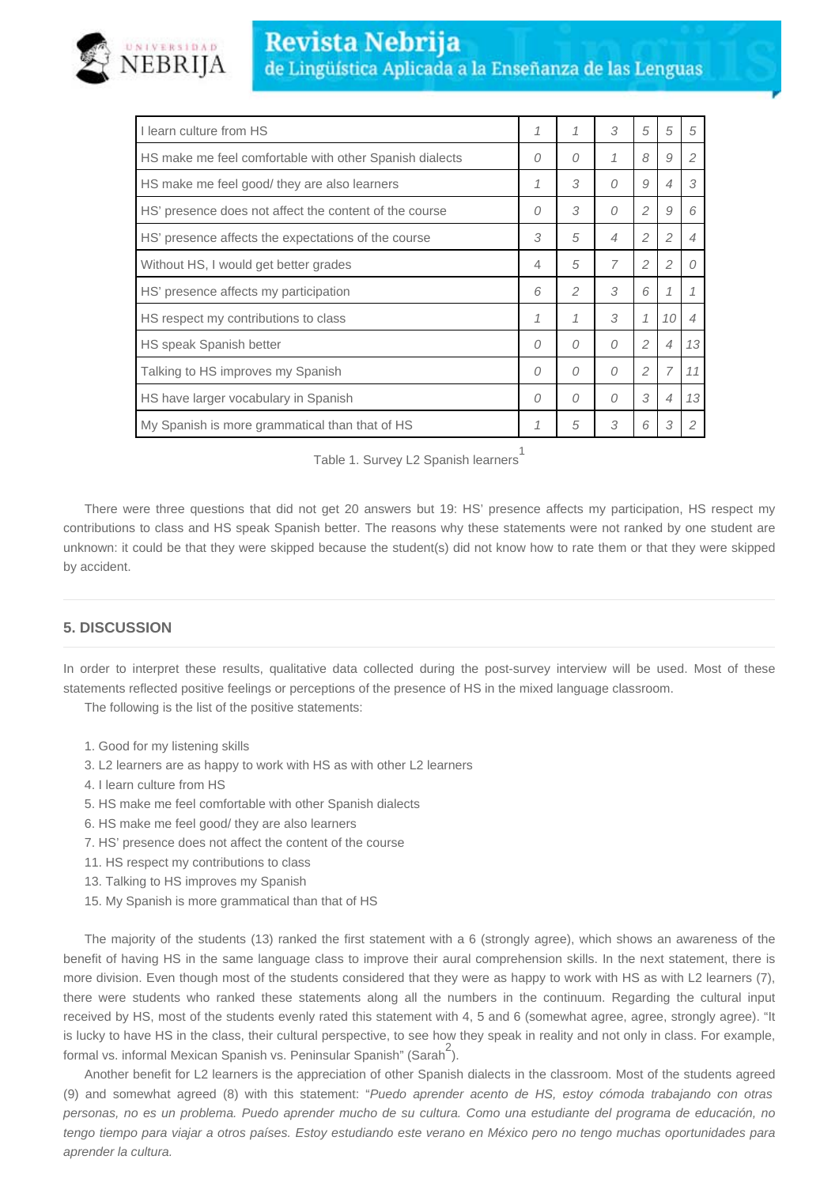| I learn culture from HS | 1 | 1 | 3 | 5 | 5 | 5 |
|---|---|---|---|---|---|---|
| HS make me feel comfortable with other Spanish dialects | 0 | 0 | 1 | 8 | 9 | 2 |
| HS make me feel good/ they are also learners | 1 | 3 | 0 | 9 | 4 | 3 |
| HS' presence does not affect the content of the course | 0 | 3 | 0 | 2 | 9 | 6 |
| HS' presence affects the expectations of the course | 3 | 5 | 4 | 2 | 2 | 4 |
| Without HS, I would get better grades | 4 | 5 | 7 | 2 | 2 | 0 |
| HS' presence affects my participation | 6 | 2 | 3 | 6 | 1 | 1 |
| HS respect my contributions to class | 1 | 1 | 3 | 1 | 10 | 4 |
| HS speak Spanish better | 0 | 0 | 0 | 2 | 4 | 13 |
| Talking to HS improves my Spanish | 0 | 0 | 0 | 2 | 7 | 11 |
| HS have larger vocabulary in Spanish | 0 | 0 | 0 | 3 | 4 | 13 |
| My Spanish is more grammatical than that of HS | 1 | 5 | 3 | 6 | 3 | 2 |

Table 1. Survey L2 Spanish learners[1]

There were three questions that did not get 20 answers but 19: HS' presence affects my participation, HS respect my contributions to class and HS speak Spanish better. The reasons why these statements were not ranked by one student are unknown: it could be that they were skipped because the student(s) did not know how to rate them or that they were skipped by accident.

## 5. DISCUSSION

In order to interpret these results, qualitative data collected during the post-survey interview will be used. Most of these statements reflected positive feelings or perceptions of the presence of HS in the mixed language classroom.

The following is the list of the positive statements:

1. Good for my listening skills
3. L2 learners are as happy to work with HS as with other L2 learners
4. I learn culture from HS
5. HS make me feel comfortable with other Spanish dialects
6. HS make me feel good/ they are also learners
7. HS' presence does not affect the content of the course
11. HS respect my contributions to class
13. Talking to HS improves my Spanish
15. My Spanish is more grammatical than that of HS

The majority of the students (13) ranked the first statement with a 6 (strongly agree), which shows an awareness of the benefit of having HS in the same language class to improve their aural comprehension skills. In the next statement, there is more division. Even though most of the students considered that they were as happy to work with HS as with L2 learners (7), there were students who ranked these statements along all the numbers in the continuum. Regarding the cultural input received by HS, most of the students evenly rated this statement with 4, 5 and 6 (somewhat agree, agree, strongly agree). "It is lucky to have HS in the class, their cultural perspective, to see how they speak in reality and not only in class. For example, formal vs. informal Mexican Spanish vs. Peninsular Spanish" (Sarah[2]).

Another benefit for L2 learners is the appreciation of other Spanish dialects in the classroom. Most of the students agreed (9) and somewhat agreed (8) with this statement: "*Puedo aprender acento de HS, estoy cómoda trabajando con otras personas, no es un problema. Puedo aprender mucho de su cultura. Como una estudiante del programa de educación, no tengo tiempo para viajar a otros países. Estoy estudiando este verano en México pero no tengo muchas oportunidades para aprender la cultura.*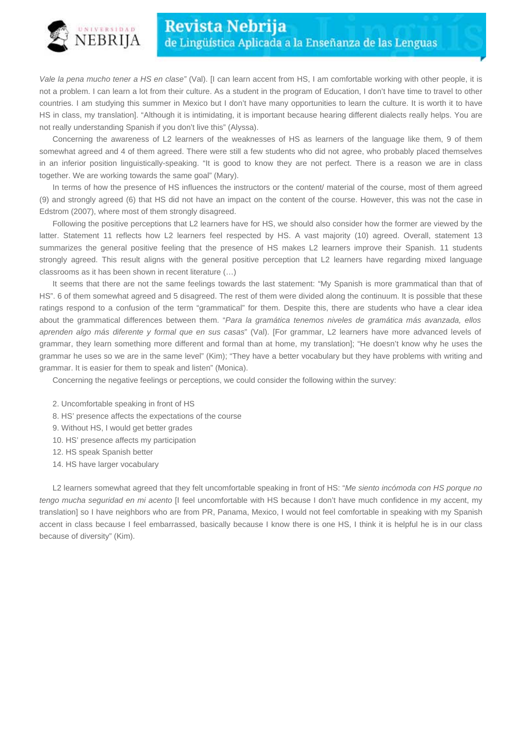*Vale la pena mucho tener a HS en clase"* (Val). [I can learn accent from HS, I am comfortable working with other people, it is not a problem. I can learn a lot from their culture. As a student in the program of Education, I don't have time to travel to other countries. I am studying this summer in Mexico but I don't have many opportunities to learn the culture. It is worth it to have HS in class, my translation]. "Although it is intimidating, it is important because hearing different dialects really helps. You are not really understanding Spanish if you don't live this" (Alyssa).

Concerning the awareness of L2 learners of the weaknesses of HS as learners of the language like them, 9 of them somewhat agreed and 4 of them agreed. There were still a few students who did not agree, who probably placed themselves in an inferior position linguistically-speaking. "It is good to know they are not perfect. There is a reason we are in class together. We are working towards the same goal" (Mary).

In terms of how the presence of HS influences the instructors or the content/ material of the course, most of them agreed (9) and strongly agreed (6) that HS did not have an impact on the content of the course. However, this was not the case in Edstrom (2007), where most of them strongly disagreed.

Following the positive perceptions that L2 learners have for HS, we should also consider how the former are viewed by the latter. Statement 11 reflects how L2 learners feel respected by HS. A vast majority (10) agreed. Overall, statement 13 summarizes the general positive feeling that the presence of HS makes L2 learners improve their Spanish. 11 students strongly agreed. This result aligns with the general positive perception that L2 learners have regarding mixed language classrooms as it has been shown in recent literature (…)

It seems that there are not the same feelings towards the last statement: "My Spanish is more grammatical than that of HS". 6 of them somewhat agreed and 5 disagreed. The rest of them were divided along the continuum. It is possible that these ratings respond to a confusion of the term "grammatical" for them. Despite this, there are students who have a clear idea about the grammatical differences between them. "*Para la gramática tenemos niveles de gramática más avanzada, ellos aprenden algo más diferente y formal que en sus casas*" (Val). [For grammar, L2 learners have more advanced levels of grammar, they learn something more different and formal than at home, my translation]; "He doesn't know why he uses the grammar he uses so we are in the same level" (Kim); "They have a better vocabulary but they have problems with writing and grammar. It is easier for them to speak and listen" (Monica).

Concerning the negative feelings or perceptions, we could consider the following within the survey:

2. Uncomfortable speaking in front of HS
8. HS' presence affects the expectations of the course
9. Without HS, I would get better grades
10. HS' presence affects my participation
12. HS speak Spanish better
14. HS have larger vocabulary

L2 learners somewhat agreed that they felt uncomfortable speaking in front of HS: "*Me siento incómoda con HS porque no tengo mucha seguridad en mi acento* [I feel uncomfortable with HS because I don't have much confidence in my accent, my translation] so I have neighbors who are from PR, Panama, Mexico, I would not feel comfortable in speaking with my Spanish accent in class because I feel embarrassed, basically because I know there is one HS, I think it is helpful he is in our class because of diversity" (Kim).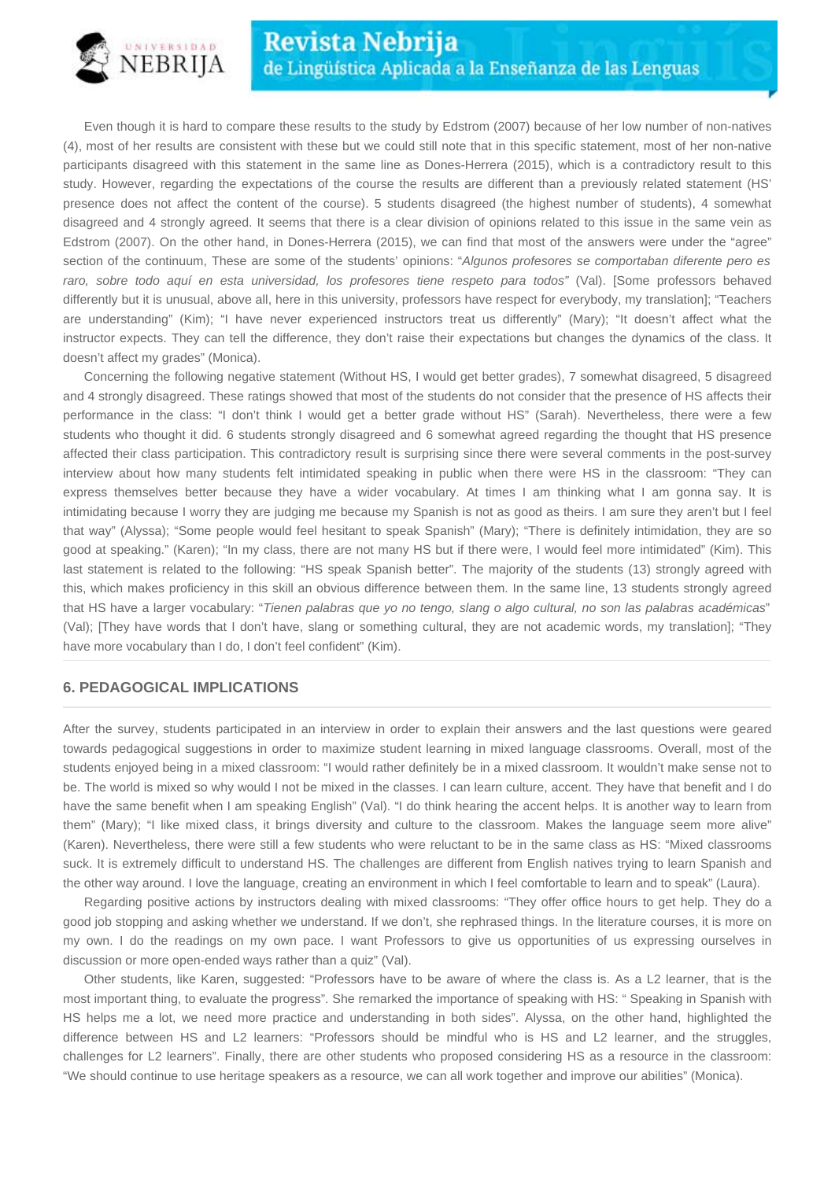Even though it is hard to compare these results to the study by Edstrom (2007) because of her low number of non-natives (4), most of her results are consistent with these but we could still note that in this specific statement, most of her non-native participants disagreed with this statement in the same line as Dones-Herrera (2015), which is a contradictory result to this study. However, regarding the expectations of the course the results are different than a previously related statement (HS' presence does not affect the content of the course). 5 students disagreed (the highest number of students), 4 somewhat disagreed and 4 strongly agreed. It seems that there is a clear division of opinions related to this issue in the same vein as Edstrom (2007). On the other hand, in Dones-Herrera (2015), we can find that most of the answers were under the "agree" section of the continuum, These are some of the students' opinions: "*Algunos profesores se comportaban diferente pero es raro, sobre todo aquí en esta universidad, los profesores tiene respeto para todos*" (Val). [Some professors behaved differently but it is unusual, above all, here in this university, professors have respect for everybody, my translation]; "Teachers are understanding" (Kim); "I have never experienced instructors treat us differently" (Mary); "It doesn't affect what the instructor expects. They can tell the difference, they don't raise their expectations but changes the dynamics of the class. It doesn't affect my grades" (Monica).

Concerning the following negative statement (Without HS, I would get better grades), 7 somewhat disagreed, 5 disagreed and 4 strongly disagreed. These ratings showed that most of the students do not consider that the presence of HS affects their performance in the class: "I don't think I would get a better grade without HS" (Sarah). Nevertheless, there were a few students who thought it did. 6 students strongly disagreed and 6 somewhat agreed regarding the thought that HS presence affected their class participation. This contradictory result is surprising since there were several comments in the post-survey interview about how many students felt intimidated speaking in public when there were HS in the classroom: "They can express themselves better because they have a wider vocabulary. At times I am thinking what I am gonna say. It is intimidating because I worry they are judging me because my Spanish is not as good as theirs. I am sure they aren't but I feel that way" (Alyssa); "Some people would feel hesitant to speak Spanish" (Mary); "There is definitely intimidation, they are so good at speaking." (Karen); "In my class, there are not many HS but if there were, I would feel more intimidated" (Kim). This last statement is related to the following: "HS speak Spanish better". The majority of the students (13) strongly agreed with this, which makes proficiency in this skill an obvious difference between them. In the same line, 13 students strongly agreed that HS have a larger vocabulary: "*Tienen palabras que yo no tengo, slang o algo cultural, no son las palabras académicas*" (Val); [They have words that I don't have, slang or something cultural, they are not academic words, my translation]; "They have more vocabulary than I do, I don't feel confident" (Kim).

## 6. PEDAGOGICAL IMPLICATIONS

After the survey, students participated in an interview in order to explain their answers and the last questions were geared towards pedagogical suggestions in order to maximize student learning in mixed language classrooms. Overall, most of the students enjoyed being in a mixed classroom: "I would rather definitely be in a mixed classroom. It wouldn't make sense not to be. The world is mixed so why would I not be mixed in the classes. I can learn culture, accent. They have that benefit and I do have the same benefit when I am speaking English" (Val). "I do think hearing the accent helps. It is another way to learn from them" (Mary); "I like mixed class, it brings diversity and culture to the classroom. Makes the language seem more alive" (Karen). Nevertheless, there were still a few students who were reluctant to be in the same class as HS: "Mixed classrooms suck. It is extremely difficult to understand HS. The challenges are different from English natives trying to learn Spanish and the other way around. I love the language, creating an environment in which I feel comfortable to learn and to speak" (Laura).

Regarding positive actions by instructors dealing with mixed classrooms: "They offer office hours to get help. They do a good job stopping and asking whether we understand. If we don't, she rephrased things. In the literature courses, it is more on my own. I do the readings on my own pace. I want Professors to give us opportunities of us expressing ourselves in discussion or more open-ended ways rather than a quiz" (Val).

Other students, like Karen, suggested: "Professors have to be aware of where the class is. As a L2 learner, that is the most important thing, to evaluate the progress". She remarked the importance of speaking with HS: " Speaking in Spanish with HS helps me a lot, we need more practice and understanding in both sides". Alyssa, on the other hand, highlighted the difference between HS and L2 learners: "Professors should be mindful who is HS and L2 learner, and the struggles, challenges for L2 learners". Finally, there are other students who proposed considering HS as a resource in the classroom: "We should continue to use heritage speakers as a resource, we can all work together and improve our abilities" (Monica).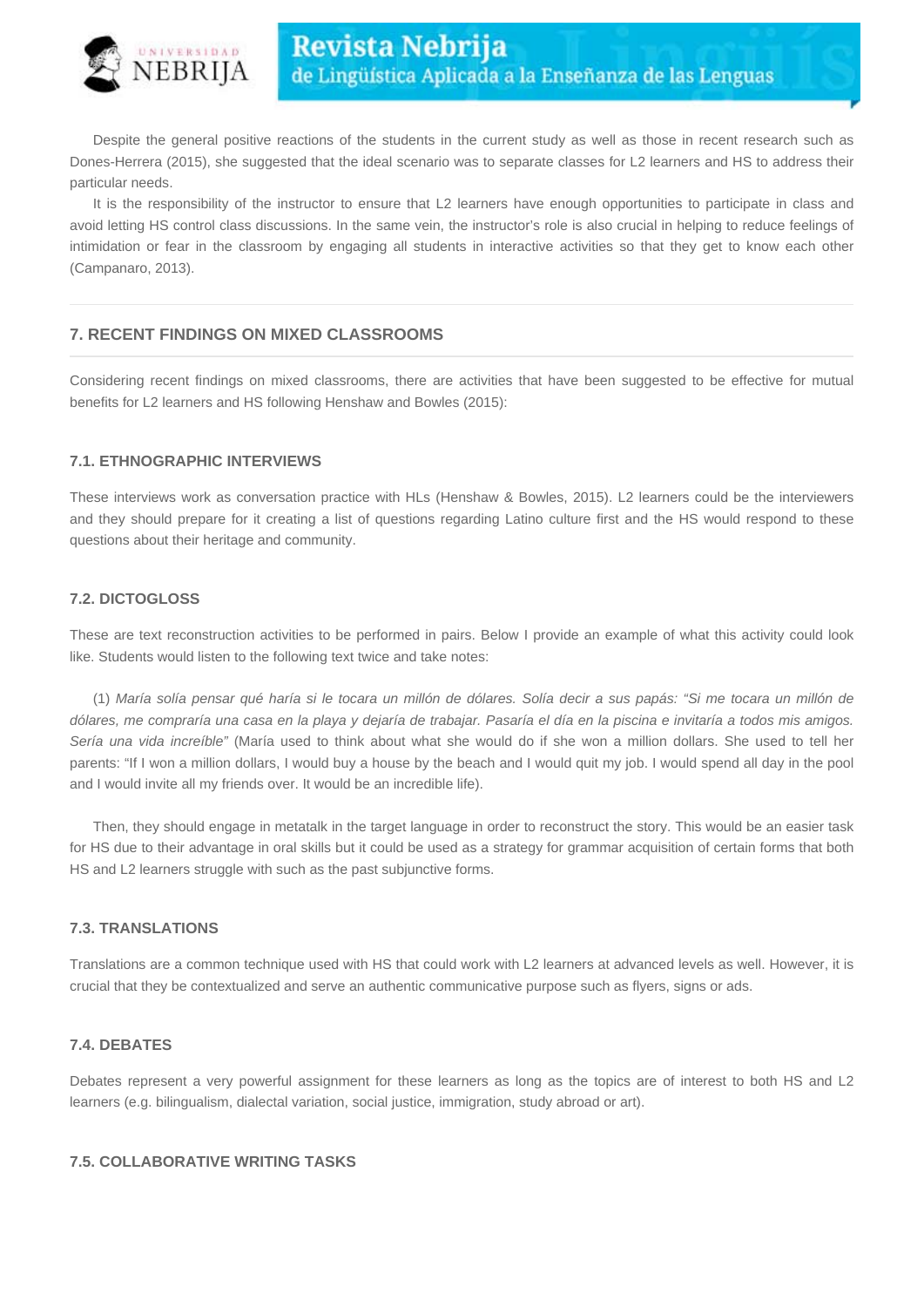Despite the general positive reactions of the students in the current study as well as those in recent research such as Dones-Herrera (2015), she suggested that the ideal scenario was to separate classes for L2 learners and HS to address their particular needs.

It is the responsibility of the instructor to ensure that L2 learners have enough opportunities to participate in class and avoid letting HS control class discussions. In the same vein, the instructor's role is also crucial in helping to reduce feelings of intimidation or fear in the classroom by engaging all students in interactive activities so that they get to know each other (Campanaro, 2013).

## 7. RECENT FINDINGS ON MIXED CLASSROOMS

Considering recent findings on mixed classrooms, there are activities that have been suggested to be effective for mutual benefits for L2 learners and HS following Henshaw and Bowles (2015):

### 7.1. ETHNOGRAPHIC INTERVIEWS

These interviews work as conversation practice with HLs (Henshaw & Bowles, 2015). L2 learners could be the interviewers and they should prepare for it creating a list of questions regarding Latino culture first and the HS would respond to these questions about their heritage and community.

### 7.2. DICTOGLOSS

These are text reconstruction activities to be performed in pairs. Below I provide an example of what this activity could look like. Students would listen to the following text twice and take notes:

(1) *María solía pensar qué haría si le tocara un millón de dólares. Solía decir a sus papás: "Si me tocara un millón de dólares, me compraría una casa en la playa y dejaría de trabajar. Pasaría el día en la piscina e invitaría a todos mis amigos. Sería una vida increíble"* (María used to think about what she would do if she won a million dollars. She used to tell her parents: "If I won a million dollars, I would buy a house by the beach and I would quit my job. I would spend all day in the pool and I would invite all my friends over. It would be an incredible life).

Then, they should engage in metatalk in the target language in order to reconstruct the story. This would be an easier task for HS due to their advantage in oral skills but it could be used as a strategy for grammar acquisition of certain forms that both HS and L2 learners struggle with such as the past subjunctive forms.

### 7.3. TRANSLATIONS

Translations are a common technique used with HS that could work with L2 learners at advanced levels as well. However, it is crucial that they be contextualized and serve an authentic communicative purpose such as flyers, signs or ads.

### 7.4. DEBATES

Debates represent a very powerful assignment for these learners as long as the topics are of interest to both HS and L2 learners (e.g. bilingualism, dialectal variation, social justice, immigration, study abroad or art).

### 7.5. COLLABORATIVE WRITING TASKS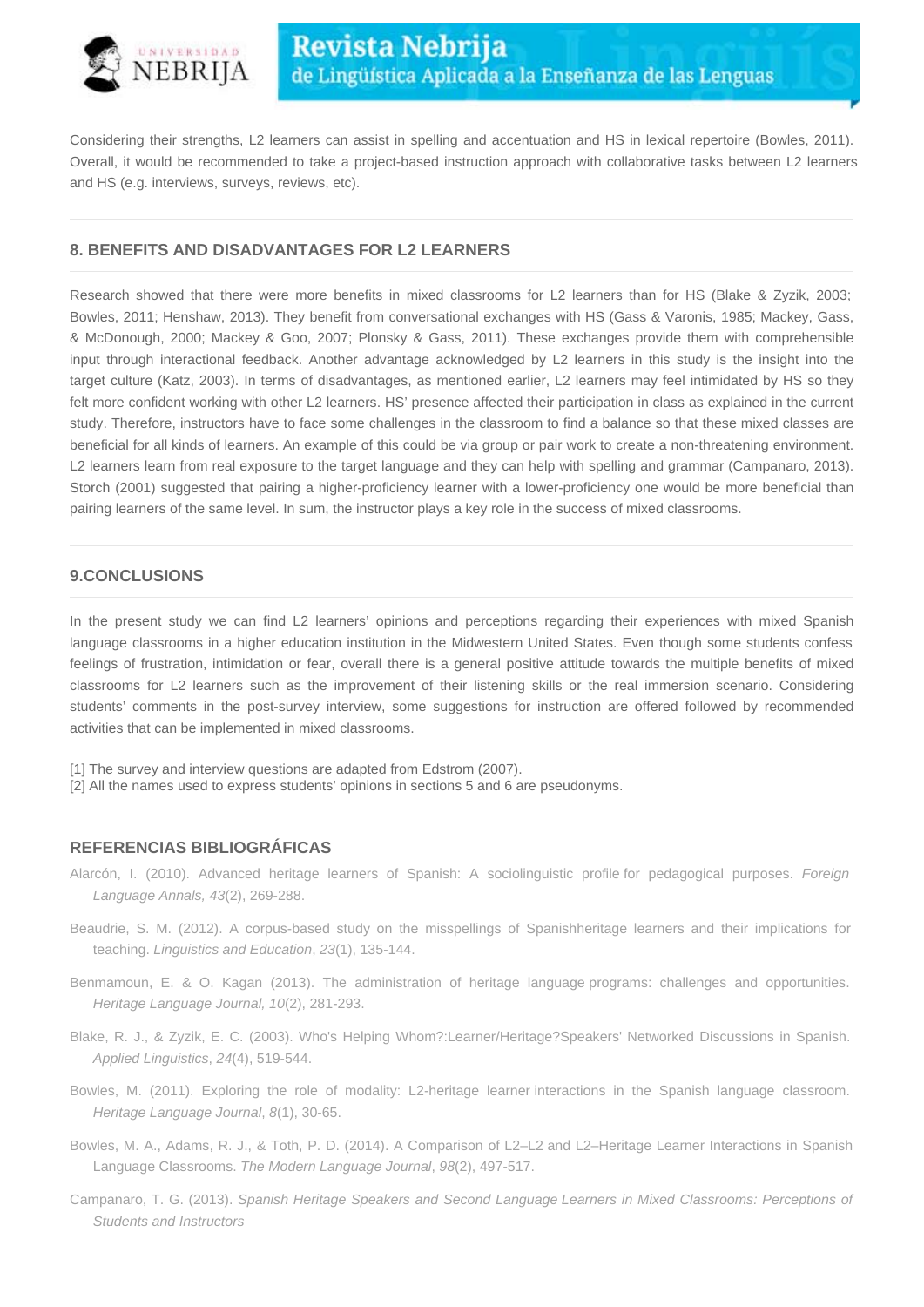Considering their strengths, L2 learners can assist in spelling and accentuation and HS in lexical repertoire (Bowles, 2011). Overall, it would be recommended to take a project-based instruction approach with collaborative tasks between L2 learners and HS (e.g. interviews, surveys, reviews, etc).

## 8. BENEFITS AND DISADVANTAGES FOR L2 LEARNERS

Research showed that there were more benefits in mixed classrooms for L2 learners than for HS (Blake & Zyzik, 2003; Bowles, 2011; Henshaw, 2013). They benefit from conversational exchanges with HS (Gass & Varonis, 1985; Mackey, Gass, & McDonough, 2000; Mackey & Goo, 2007; Plonsky & Gass, 2011). These exchanges provide them with comprehensible input through interactional feedback. Another advantage acknowledged by L2 learners in this study is the insight into the target culture (Katz, 2003). In terms of disadvantages, as mentioned earlier, L2 learners may feel intimidated by HS so they felt more confident working with other L2 learners. HS' presence affected their participation in class as explained in the current study. Therefore, instructors have to face some challenges in the classroom to find a balance so that these mixed classes are beneficial for all kinds of learners. An example of this could be via group or pair work to create a non-threatening environment. L2 learners learn from real exposure to the target language and they can help with spelling and grammar (Campanaro, 2013). Storch (2001) suggested that pairing a higher-proficiency learner with a lower-proficiency one would be more beneficial than pairing learners of the same level. In sum, the instructor plays a key role in the success of mixed classrooms.

## 9.CONCLUSIONS

In the present study we can find L2 learners' opinions and perceptions regarding their experiences with mixed Spanish language classrooms in a higher education institution in the Midwestern United States. Even though some students confess feelings of frustration, intimidation or fear, overall there is a general positive attitude towards the multiple benefits of mixed classrooms for L2 learners such as the improvement of their listening skills or the real immersion scenario. Considering students' comments in the post-survey interview, some suggestions for instruction are offered followed by recommended activities that can be implemented in mixed classrooms.

[1] The survey and interview questions are adapted from Edstrom (2007).
[2] All the names used to express students' opinions in sections 5 and 6 are pseudonyms.

## REFERENCIAS BIBLIOGRÁFICAS

Alarcón, I. (2010). Advanced heritage learners of Spanish: A sociolinguistic profile for pedagogical purposes. *Foreign Language Annals, 43*(2), 269-288.

Beaudrie, S. M. (2012). A corpus-based study on the misspellings of Spanishheritage learners and their implications for teaching. *Linguistics and Education*, *23*(1), 135-144.

Benmamoun, E. & O. Kagan (2013). The administration of heritage language programs: challenges and opportunities. *Heritage Language Journal, 10*(2), 281-293.

Blake, R. J., & Zyzik, E. C. (2003). Who's Helping Whom?:Learner/Heritage?Speakers' Networked Discussions in Spanish. *Applied Linguistics*, *24*(4), 519-544.

Bowles, M. (2011). Exploring the role of modality: L2-heritage learner interactions in the Spanish language classroom. *Heritage Language Journal*, *8*(1), 30-65.

Bowles, M. A., Adams, R. J., & Toth, P. D. (2014). A Comparison of L2–L2 and L2–Heritage Learner Interactions in Spanish Language Classrooms. *The Modern Language Journal*, *98*(2), 497-517.

Campanaro, T. G. (2013). *Spanish Heritage Speakers and Second Language Learners in Mixed Classrooms: Perceptions of Students and Instructors*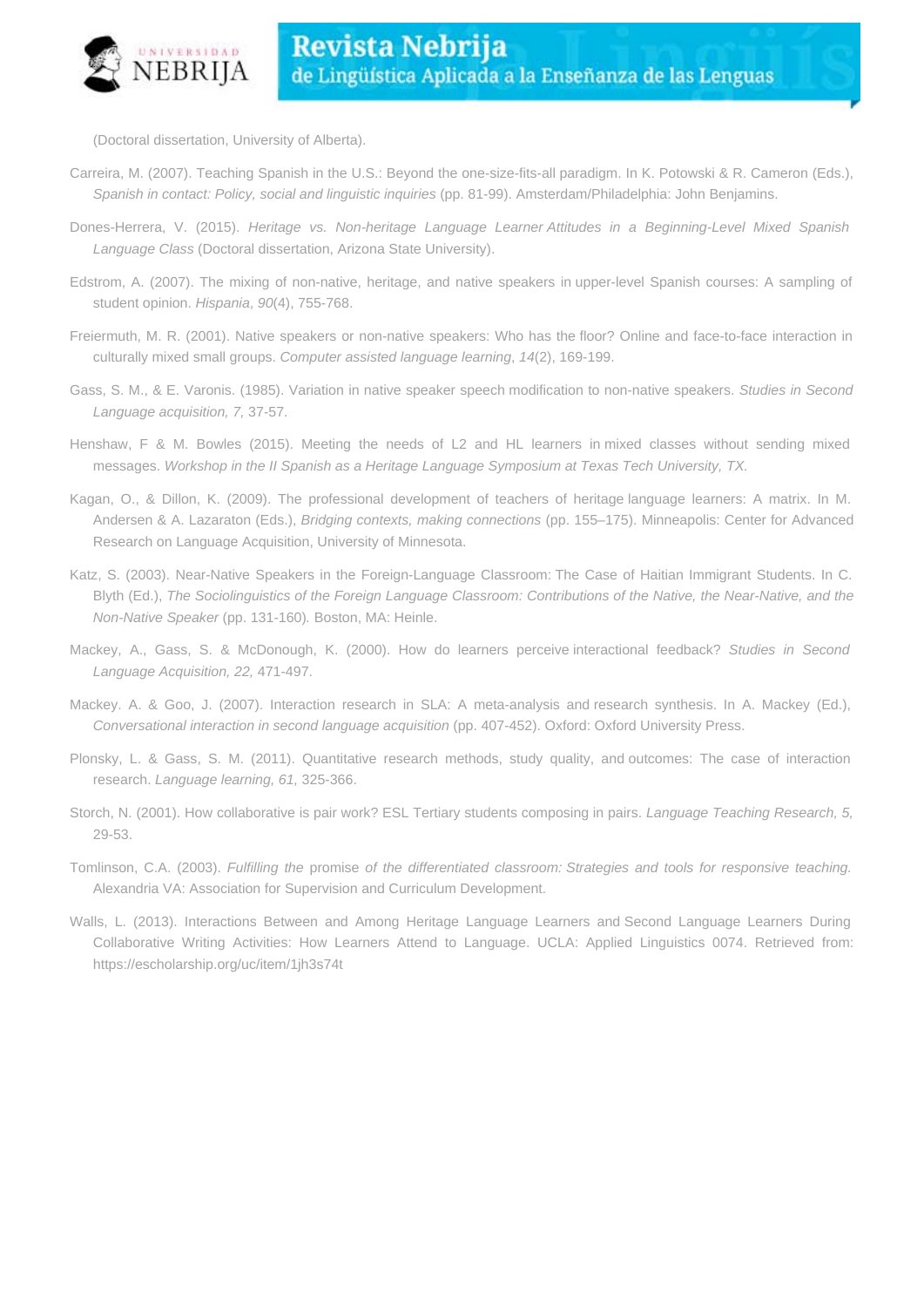(Doctoral dissertation, University of Alberta).

Carreira, M. (2007). Teaching Spanish in the U.S.: Beyond the one-size-fits-all paradigm. In K. Potowski & R. Cameron (Eds.), *Spanish in contact: Policy, social and linguistic inquiries* (pp. 81-99). Amsterdam/Philadelphia: John Benjamins.

Dones-Herrera, V. (2015). *Heritage vs. Non-heritage Language Learner Attitudes in a Beginning-Level Mixed Spanish Language Class* (Doctoral dissertation, Arizona State University).

Edstrom, A. (2007). The mixing of non-native, heritage, and native speakers in upper-level Spanish courses: A sampling of student opinion. *Hispania*, *90*(4), 755-768.

Freiermuth, M. R. (2001). Native speakers or non-native speakers: Who has the floor? Online and face-to-face interaction in culturally mixed small groups. *Computer assisted language learning*, *14*(2), 169-199.

Gass, S. M., & E. Varonis. (1985). Variation in native speaker speech modification to non-native speakers. *Studies in Second Language acquisition, 7,* 37-57.

Henshaw, F & M. Bowles (2015). Meeting the needs of L2 and HL learners in mixed classes without sending mixed messages. *Workshop in the II Spanish as a Heritage Language Symposium at Texas Tech University, TX.*

Kagan, O., & Dillon, K. (2009). The professional development of teachers of heritage language learners: A matrix. In M. Andersen & A. Lazaraton (Eds.), *Bridging contexts, making connections* (pp. 155–175). Minneapolis: Center for Advanced Research on Language Acquisition, University of Minnesota.

Katz, S. (2003). Near-Native Speakers in the Foreign-Language Classroom: The Case of Haitian Immigrant Students. In C. Blyth (Ed.), *The Sociolinguistics of the Foreign Language Classroom: Contributions of the Native, the Near-Native, and the Non-Native Speaker* (pp. 131-160). Boston, MA: Heinle.

Mackey, A., Gass, S. & McDonough, K. (2000). How do learners perceive interactional feedback? *Studies in Second Language Acquisition, 22,* 471-497.

Mackey. A. & Goo, J. (2007). Interaction research in SLA: A meta-analysis and research synthesis. In A. Mackey (Ed.), *Conversational interaction in second language acquisition* (pp. 407-452). Oxford: Oxford University Press.

Plonsky, L. & Gass, S. M. (2011). Quantitative research methods, study quality, and outcomes: The case of interaction research. *Language learning, 61,* 325-366.

Storch, N. (2001). How collaborative is pair work? ESL Tertiary students composing in pairs. *Language Teaching Research, 5,* 29-53.

Tomlinson, C.A. (2003). *Fulfilling the* promise *of the differentiated classroom: Strategies and tools for responsive teaching.* Alexandria VA: Association for Supervision and Curriculum Development.

Walls, L. (2013). Interactions Between and Among Heritage Language Learners and Second Language Learners During Collaborative Writing Activities: How Learners Attend to Language. UCLA: Applied Linguistics 0074. Retrieved from: https://escholarship.org/uc/item/1jh3s74t